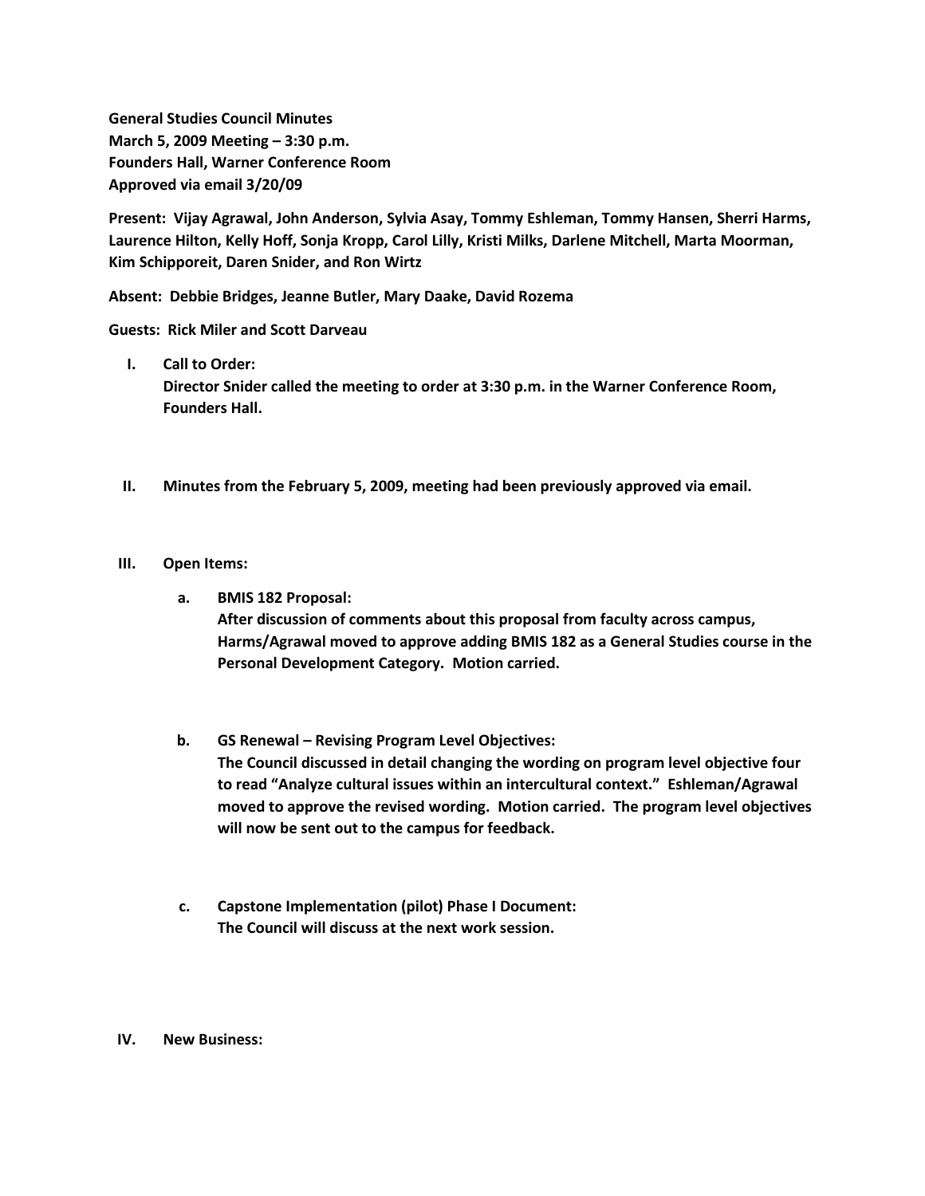**General Studies Council Minutes**
**March 5, 2009 Meeting – 3:30 p.m.**
**Founders Hall, Warner Conference Room**
**Approved via email 3/20/09**

**Present: Vijay Agrawal, John Anderson, Sylvia Asay, Tommy Eshleman, Tommy Hansen, Sherri Harms, Laurence Hilton, Kelly Hoff, Sonja Kropp, Carol Lilly, Kristi Milks, Darlene Mitchell, Marta Moorman, Kim Schipporeit, Daren Snider, and Ron Wirtz**

**Absent: Debbie Bridges, Jeanne Butler, Mary Daake, David Rozema**

**Guests: Rick Miler and Scott Darveau**

I. **Call to Order:**
   **Director Snider called the meeting to order at 3:30 p.m. in the Warner Conference Room, Founders Hall.**

II. **Minutes from the February 5, 2009, meeting had been previously approved via email.**

III. **Open Items:**

   a. **BMIS 182 Proposal:**
      **After discussion of comments about this proposal from faculty across campus, Harms/Agrawal moved to approve adding BMIS 182 as a General Studies course in the Personal Development Category. Motion carried.**

   b. **GS Renewal – Revising Program Level Objectives:**
      **The Council discussed in detail changing the wording on program level objective four to read "Analyze cultural issues within an intercultural context." Eshleman/Agrawal moved to approve the revised wording. Motion carried. The program level objectives will now be sent out to the campus for feedback.**

   c. **Capstone Implementation (pilot) Phase I Document:**
      **The Council will discuss at the next work session.**

IV. **New Business:**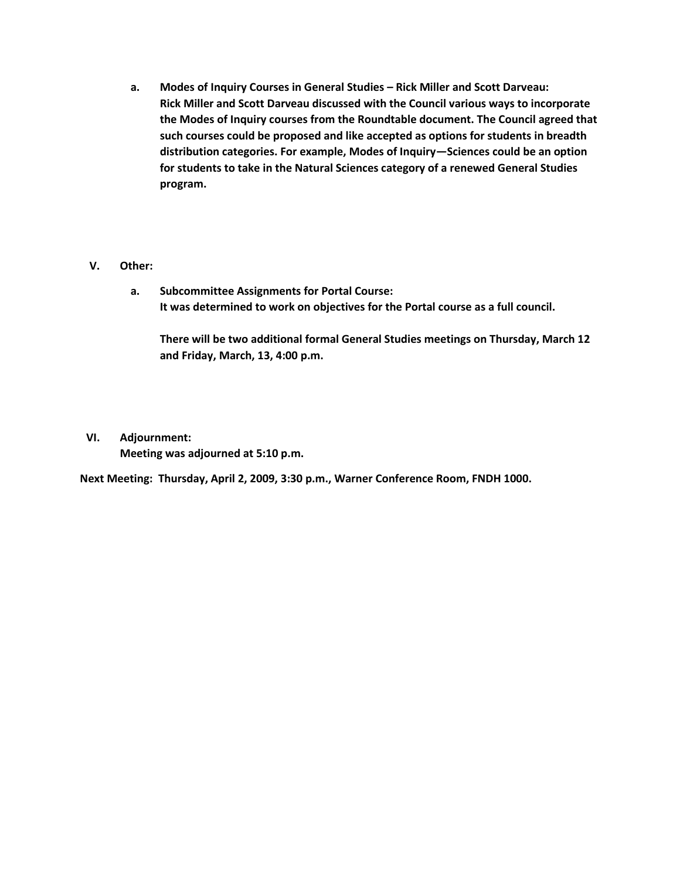**a. Modes of Inquiry Courses in General Studies – Rick Miller and Scott Darveau:**
**Rick Miller and Scott Darveau discussed with the Council various ways to incorporate the Modes of Inquiry courses from the Roundtable document. The Council agreed that such courses could be proposed and like accepted as options for students in breadth distribution categories. For example, Modes of Inquiry—Sciences could be an option for students to take in the Natural Sciences category of a renewed General Studies program.**

**V. Other:**

**a. Subcommittee Assignments for Portal Course:**
**It was determined to work on objectives for the Portal course as a full council.**

**There will be two additional formal General Studies meetings on Thursday, March 12 and Friday, March, 13, 4:00 p.m.**

**VI. Adjournment:**
**Meeting was adjourned at 5:10 p.m.**

**Next Meeting: Thursday, April 2, 2009, 3:30 p.m., Warner Conference Room, FNDH 1000.**